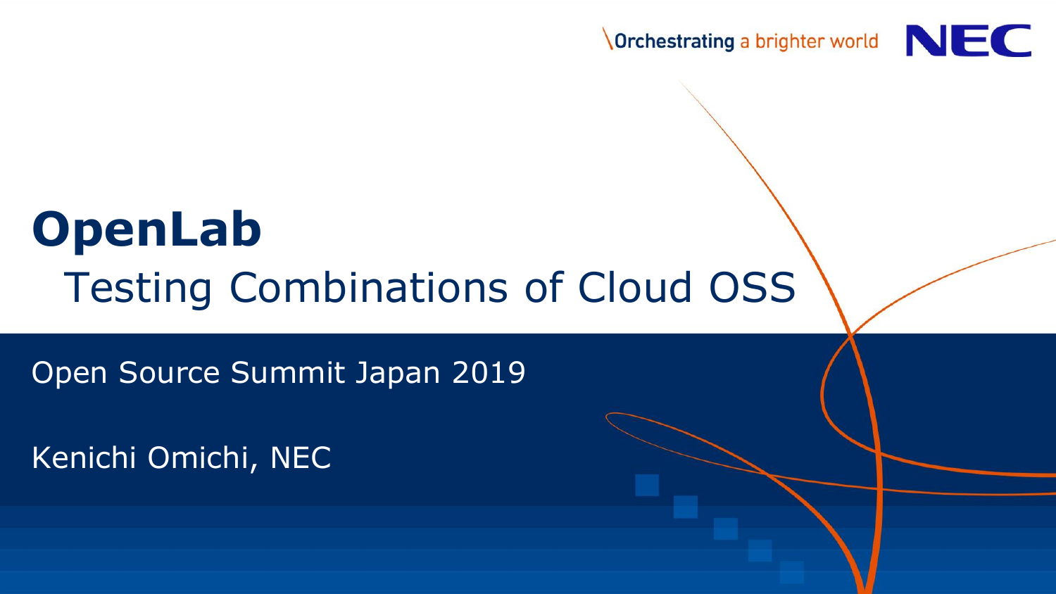# OpenLab

## Testing Combinations of Cloud OSS

Open Source Summit Japan 2019

Kenichi Omichi, NEC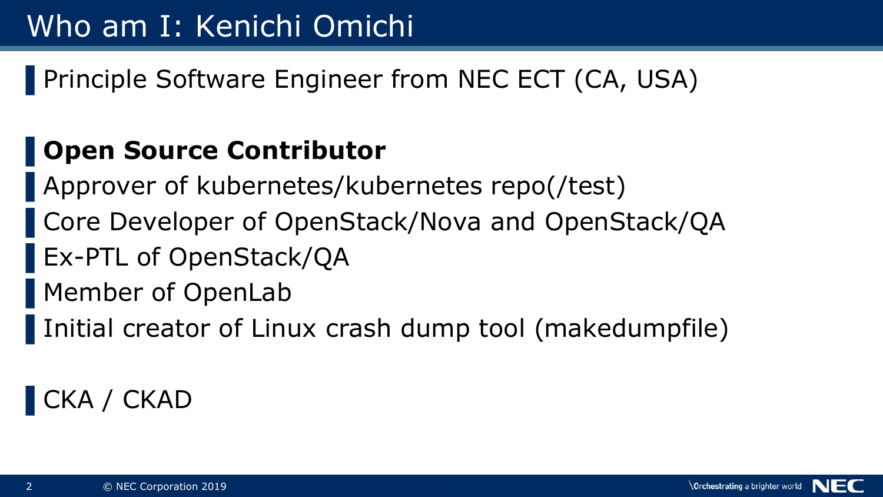# Who am I: Kenichi Omichi

- Principle Software Engineer from NEC ECT (CA, USA)

- **Open Source Contributor**
- Approver of kubernetes/kubernetes repo(/test)
- Core Developer of OpenStack/Nova and OpenStack/QA
- Ex-PTL of OpenStack/QA
- Member of OpenLab
- Initial creator of Linux crash dump tool (makedumpfile)

- CKA / CKAD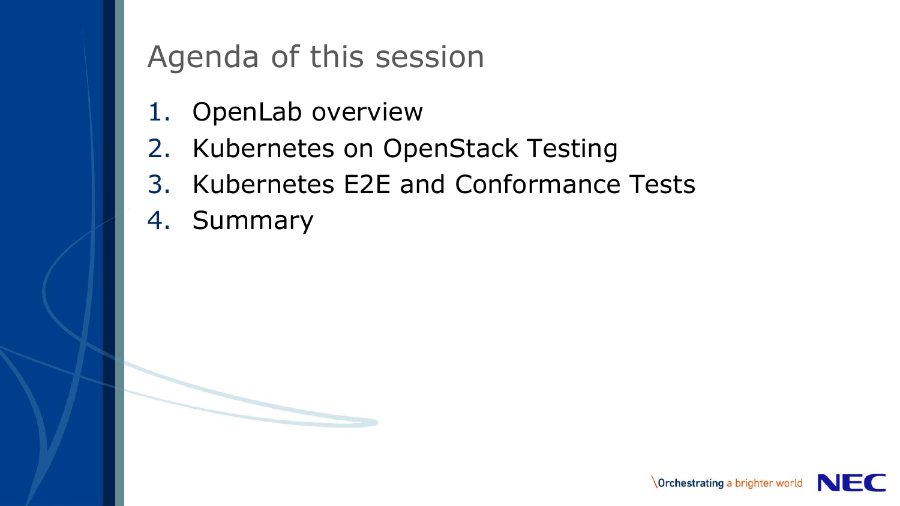# Agenda of this session

1. OpenLab overview
2. Kubernetes on OpenStack Testing
3. Kubernetes E2E and Conformance Tests
4. Summary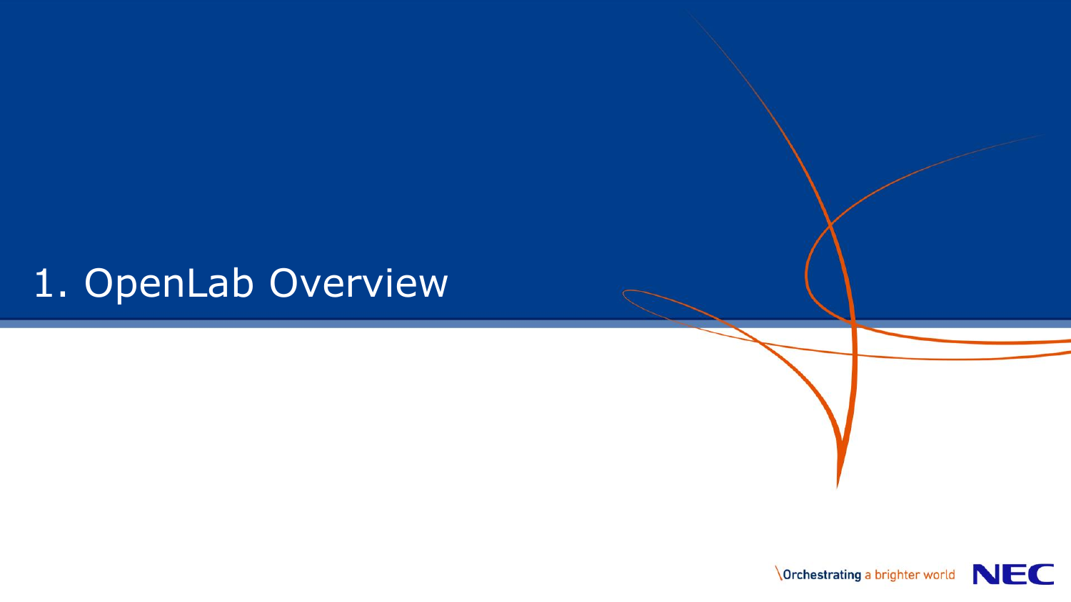# 1. OpenLab Overview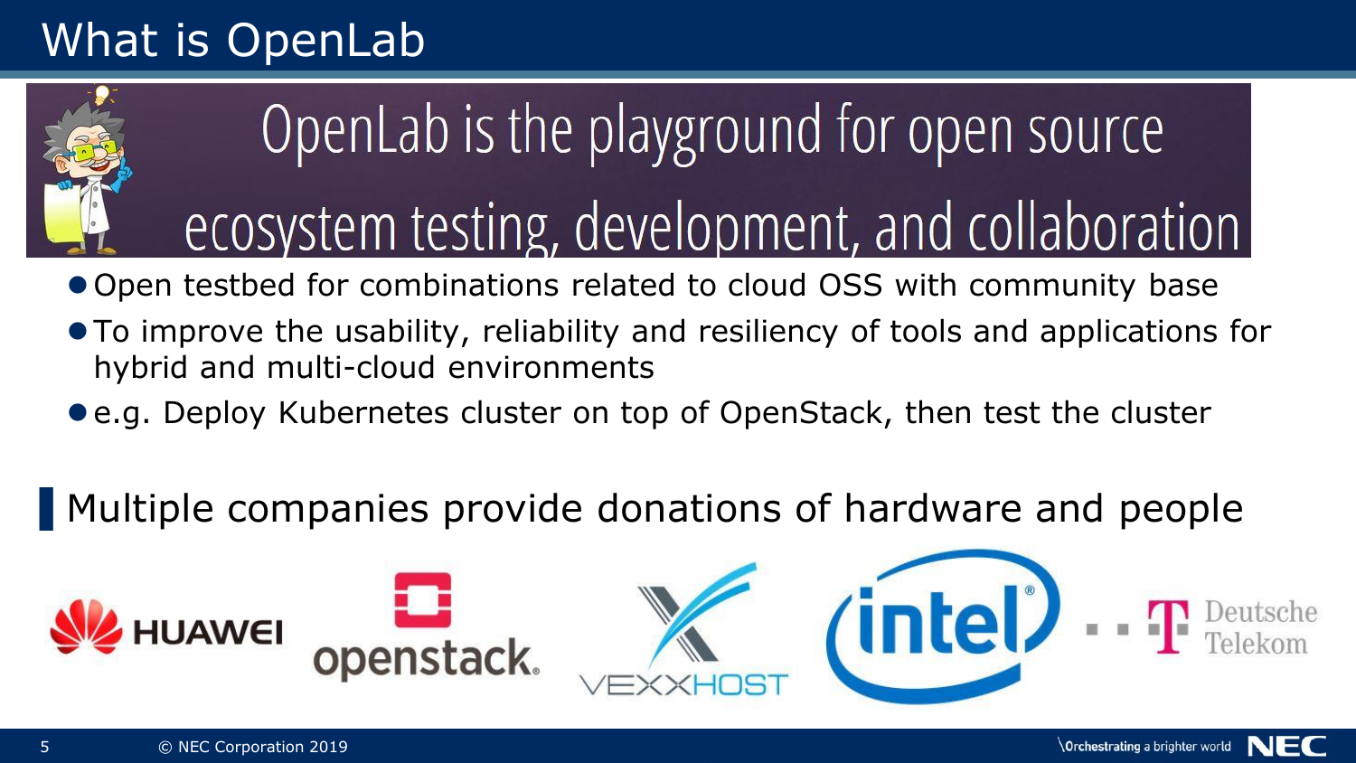# What is OpenLab

## OpenLab is the playground for open source ecosystem testing, development, and collaboration

- Open testbed for combinations related to cloud OSS with community base
- To improve the usability, reliability and resiliency of tools and applications for hybrid and multi-cloud environments
- e.g. Deploy Kubernetes cluster on top of OpenStack, then test the cluster

## Multiple companies provide donations of hardware and people

HUAWEI | openstack. | VEXXHOST | intel | Deutsche Telekom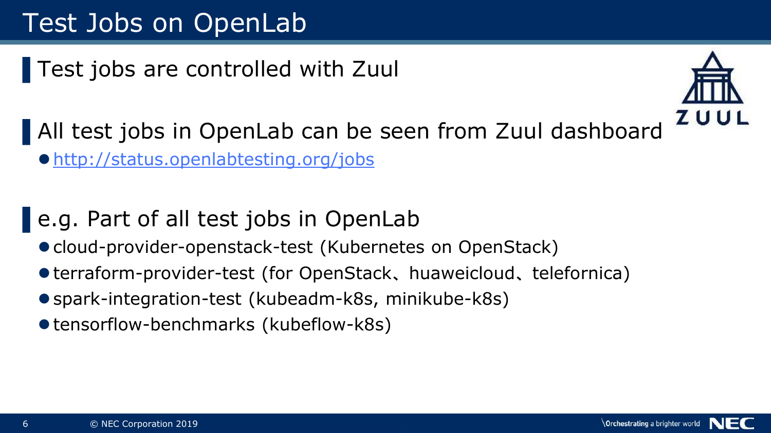# Test Jobs on OpenLab

- Test jobs are controlled with Zuul

- All test jobs in OpenLab can be seen from Zuul dashboard
  - http://status.openlabtesting.org/jobs

- e.g. Part of all test jobs in OpenLab
  - cloud-provider-openstack-test (Kubernetes on OpenStack)
  - terraform-provider-test (for OpenStack、huaweicloud、telefornica)
  - spark-integration-test (kubeadm-k8s, minikube-k8s)
  - tensorflow-benchmarks (kubeflow-k8s)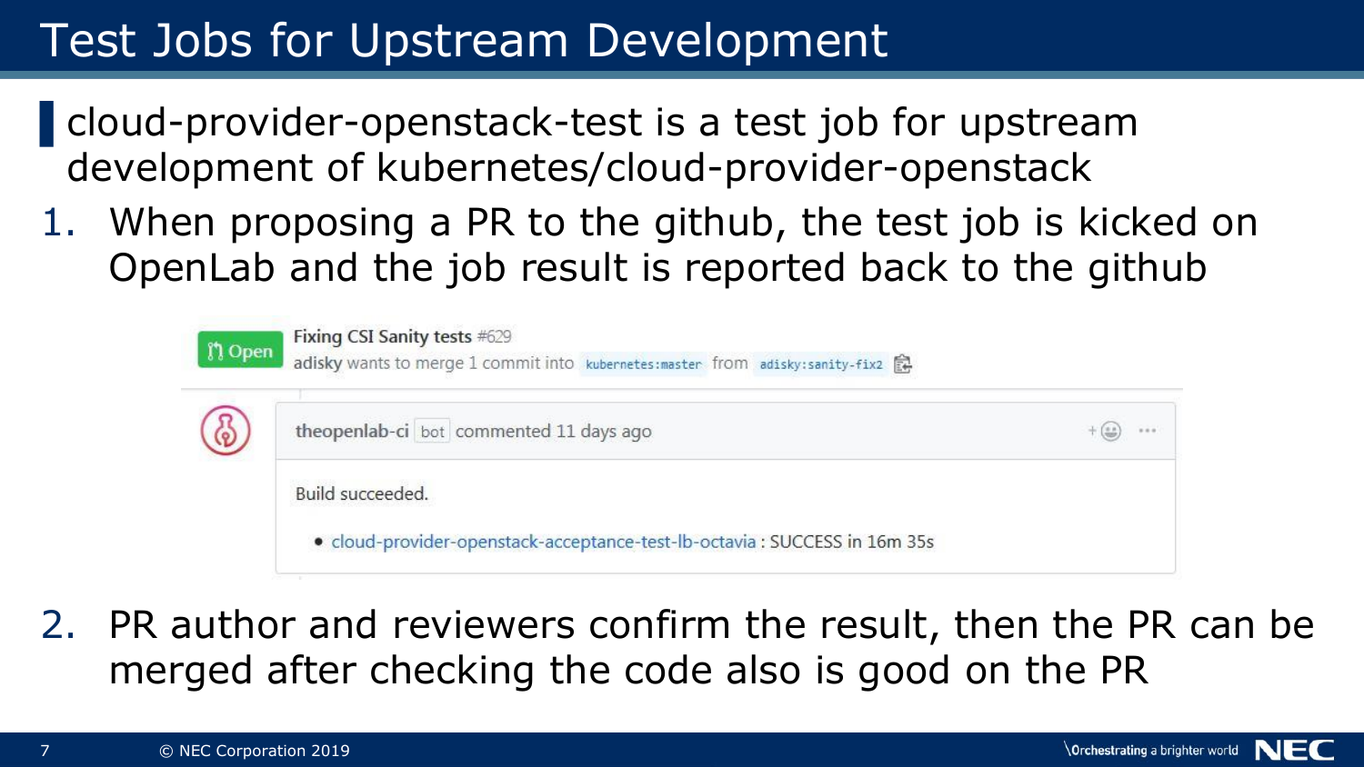# Test Jobs for Upstream Development

- cloud-provider-openstack-test is a test job for upstream development of kubernetes/cloud-provider-openstack

1. When proposing a PR to the github, the test job is kicked on OpenLab and the job result is reported back to the github

Open — Fixing CSI Sanity tests #629
adisky wants to merge 1 commit into kubernetes:master from adisky:sanity-fix2

theopenlab-ci bot commented 11 days ago

Build succeeded.

- cloud-provider-openstack-acceptance-test-lb-octavia : SUCCESS in 16m 35s

2. PR author and reviewers confirm the result, then the PR can be merged after checking the code also is good on the PR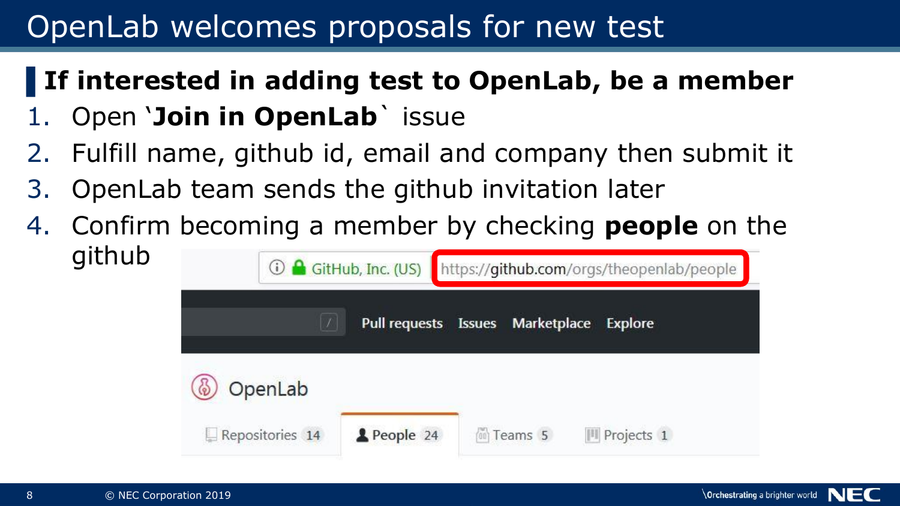# OpenLab welcomes proposals for new test

## If interested in adding test to OpenLab, be a member

1. Open `**Join in OpenLab**` issue
2. Fulfill name, github id, email and company then submit it
3. OpenLab team sends the github invitation later
4. Confirm becoming a member by checking **people** on the github

GitHub, Inc. (US) https://github.com/orgs/theopenlab/people

Pull requests Issues Marketplace Explore

OpenLab

Repositories 14 People 24 Teams 5 Projects 1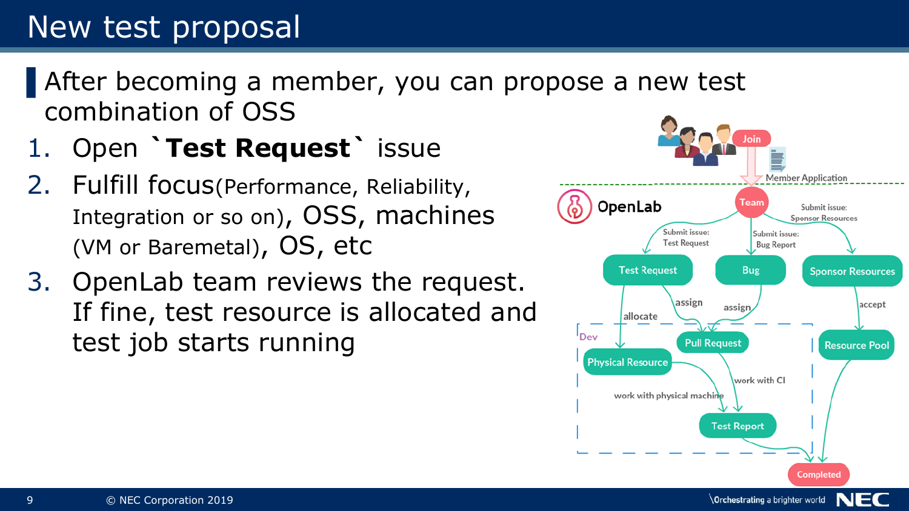# New test proposal

After becoming a member, you can propose a new test combination of OSS

1. Open `Test Request` issue
2. Fulfill focus(Performance, Reliability, Integration or so on), OSS, machines (VM or Baremetal), OS, etc
3. OpenLab team reviews the request. If fine, test resource is allocated and test job starts running

Join
Member Application
OpenLab
Team
Submit issue: Test Request
Submit issue: Bug Report
Submit issue: Sponsor Resources
Test Request
Bug
Sponsor Resources
allocate
assign
assign
accept
Dev
Pull Request
Physical Resource
Resource Pool
work with CI
work with physical machine
Test Report
Completed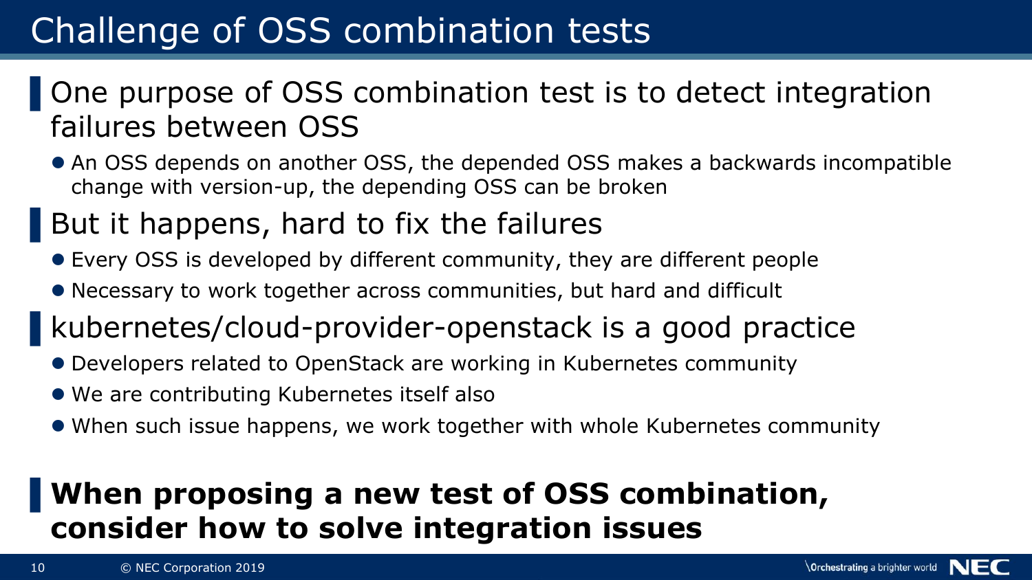# Challenge of OSS combination tests

- One purpose of OSS combination test is to detect integration failures between OSS
  - An OSS depends on another OSS, the depended OSS makes a backwards incompatible change with version-up, the depending OSS can be broken
- But it happens, hard to fix the failures
  - Every OSS is developed by different community, they are different people
  - Necessary to work together across communities, but hard and difficult
- kubernetes/cloud-provider-openstack is a good practice
  - Developers related to OpenStack are working in Kubernetes community
  - We are contributing Kubernetes itself also
  - When such issue happens, we work together with whole Kubernetes community

- **When proposing a new test of OSS combination, consider how to solve integration issues**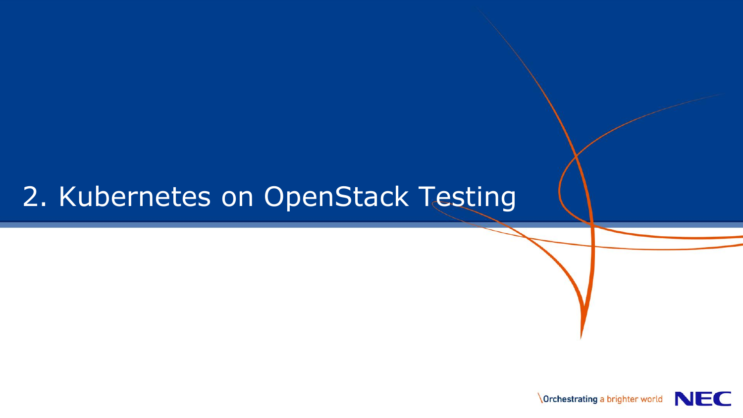# 2. Kubernetes on OpenStack Testing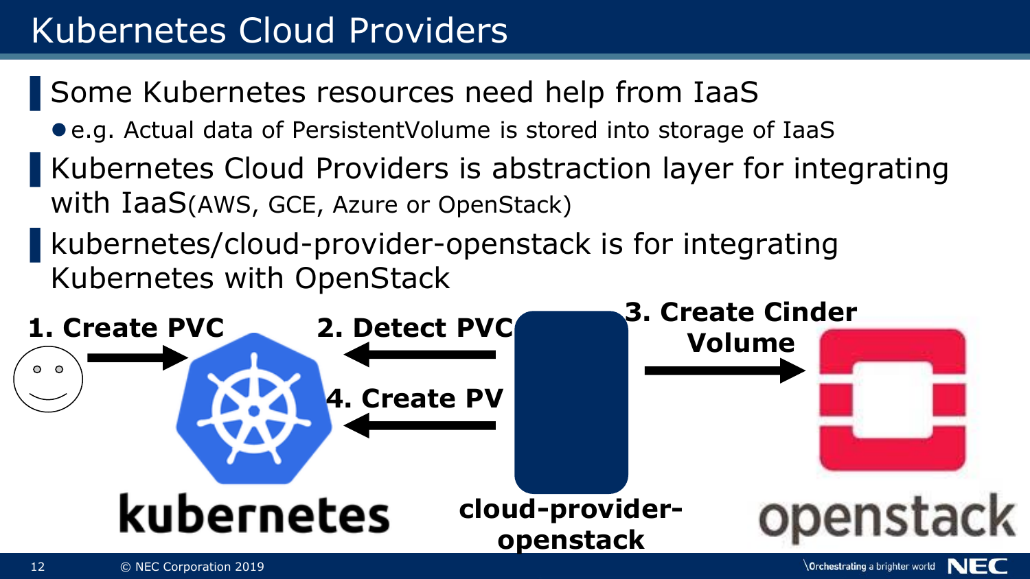# Kubernetes Cloud Providers

- Some Kubernetes resources need help from IaaS
  - e.g. Actual data of PersistentVolume is stored into storage of IaaS
- Kubernetes Cloud Providers is abstraction layer for integrating with IaaS(AWS, GCE, Azure or OpenStack)
- kubernetes/cloud-provider-openstack is for integrating Kubernetes with OpenStack

**1. Create PVC**

**2. Detect PVC**

**3. Create Cinder Volume**

**4. Create PV**

kubernetes

**cloud-provider-openstack**

openstack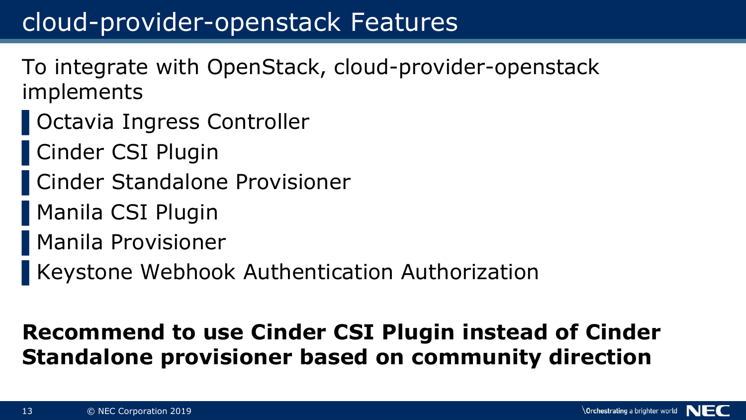# cloud-provider-openstack Features

To integrate with OpenStack, cloud-provider-openstack implements

- Octavia Ingress Controller
- Cinder CSI Plugin
- Cinder Standalone Provisioner
- Manila CSI Plugin
- Manila Provisioner
- Keystone Webhook Authentication Authorization

**Recommend to use Cinder CSI Plugin instead of Cinder Standalone provisioner based on community direction**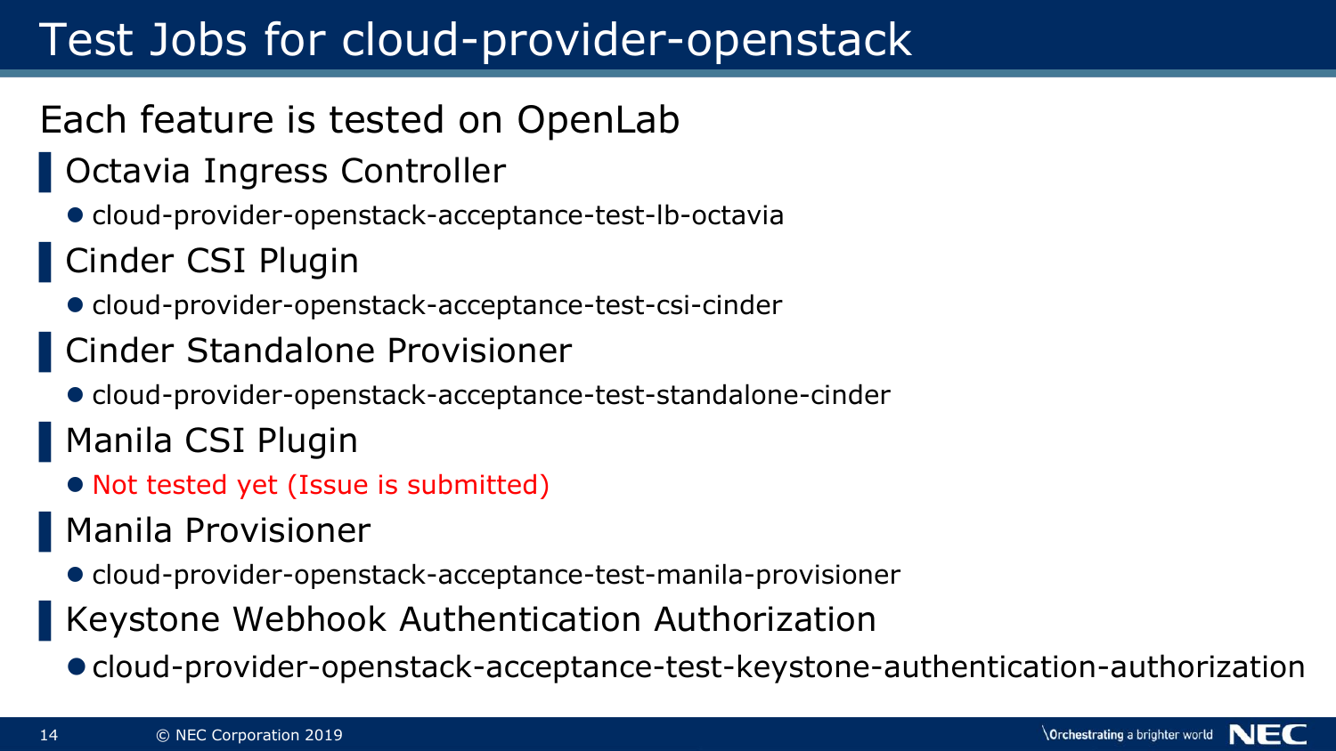# Test Jobs for cloud-provider-openstack

Each feature is tested on OpenLab

## Octavia Ingress Controller

- cloud-provider-openstack-acceptance-test-lb-octavia

## Cinder CSI Plugin

- cloud-provider-openstack-acceptance-test-csi-cinder

## Cinder Standalone Provisioner

- cloud-provider-openstack-acceptance-test-standalone-cinder

## Manila CSI Plugin

- Not tested yet (Issue is submitted)

## Manila Provisioner

- cloud-provider-openstack-acceptance-test-manila-provisioner

## Keystone Webhook Authentication Authorization

- cloud-provider-openstack-acceptance-test-keystone-authentication-authorization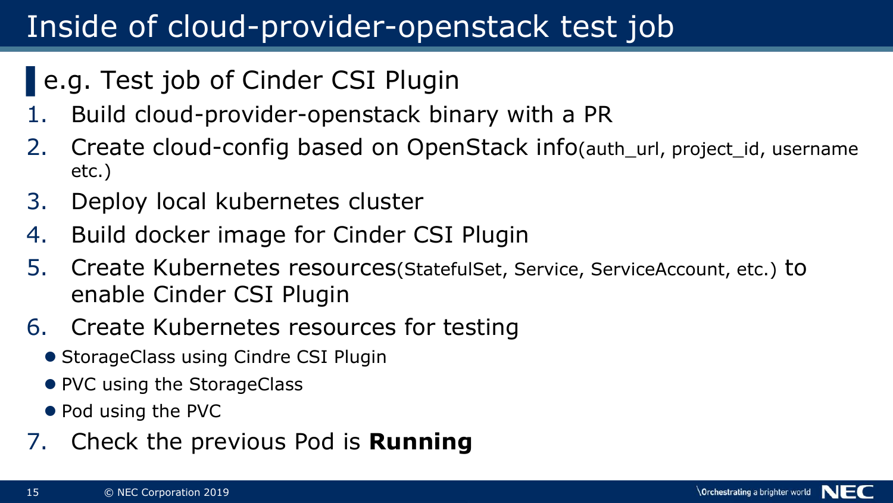# Inside of cloud-provider-openstack test job

## e.g. Test job of Cinder CSI Plugin

1. Build cloud-provider-openstack binary with a PR
2. Create cloud-config based on OpenStack info(auth_url, project_id, username etc.)
3. Deploy local kubernetes cluster
4. Build docker image for Cinder CSI Plugin
5. Create Kubernetes resources(StatefulSet, Service, ServiceAccount, etc.) to enable Cinder CSI Plugin
6. Create Kubernetes resources for testing
   - StorageClass using Cindre CSI Plugin
   - PVC using the StorageClass
   - Pod using the PVC
7. Check the previous Pod is **Running**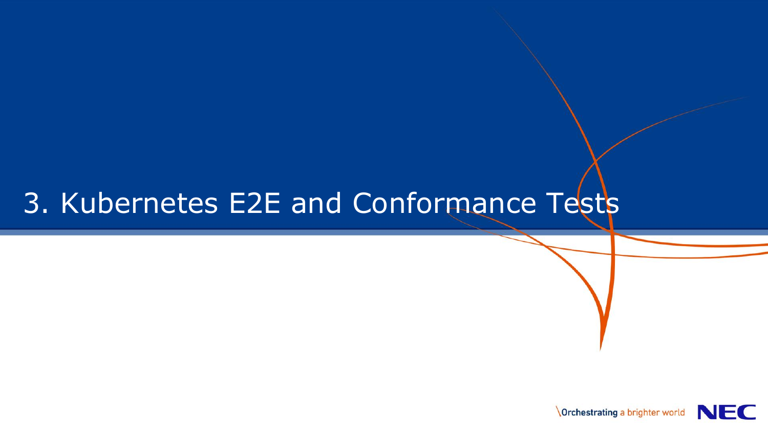# 3. Kubernetes E2E and Conformance Tests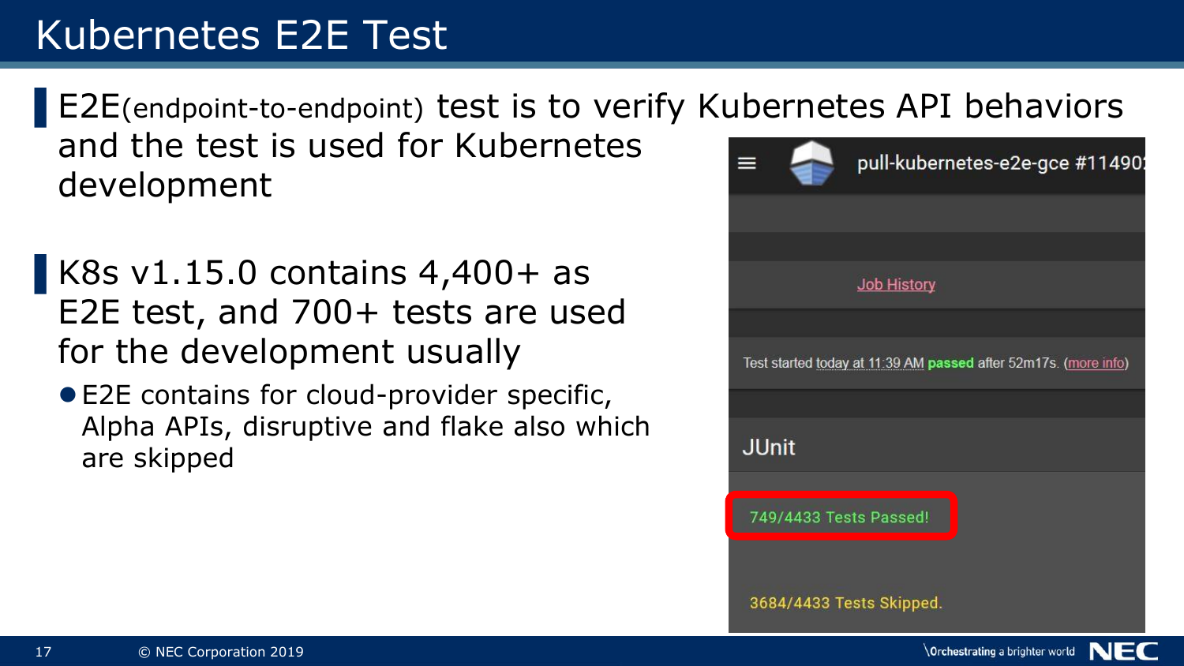# Kubernetes E2E Test

- E2E(endpoint-to-endpoint) test is to verify Kubernetes API behaviors and the test is used for Kubernetes development

- K8s v1.15.0 contains 4,400+ as E2E test, and 700+ tests are used for the development usually
  - E2E contains for cloud-provider specific, Alpha APIs, disruptive and flake also which are skipped

pull-kubernetes-e2e-gce #11490

Job History

Test started today at 11:39 AM **passed** after 52m17s. (more info)

JUnit

749/4433 Tests Passed!

3684/4433 Tests Skipped.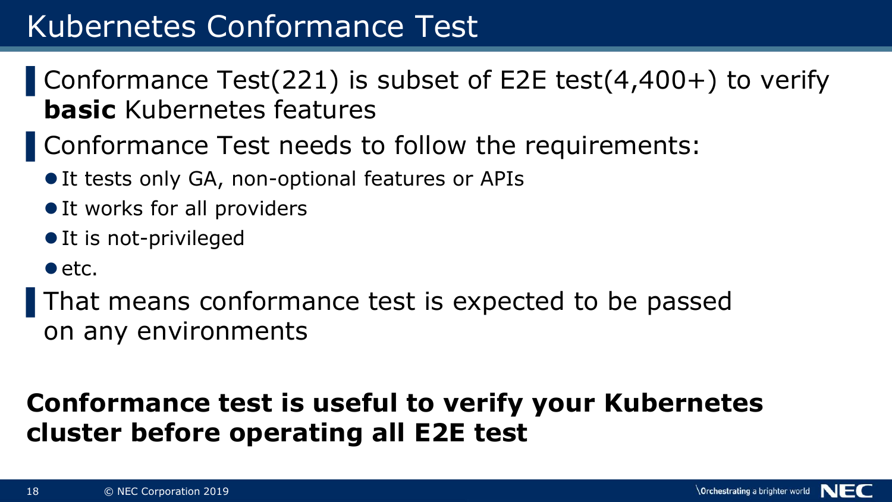# Kubernetes Conformance Test

- Conformance Test(221) is subset of E2E test(4,400+) to verify **basic** Kubernetes features
- Conformance Test needs to follow the requirements:
  - It tests only GA, non-optional features or APIs
  - It works for all providers
  - It is not-privileged
  - etc.
- That means conformance test is expected to be passed on any environments

**Conformance test is useful to verify your Kubernetes cluster before operating all E2E test**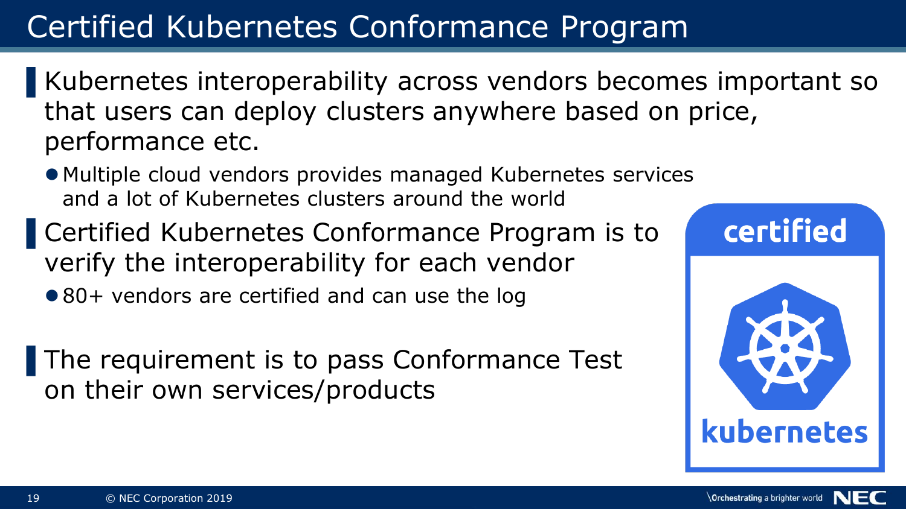# Certified Kubernetes Conformance Program

- Kubernetes interoperability across vendors becomes important so that users can deploy clusters anywhere based on price, performance etc.
  - Multiple cloud vendors provides managed Kubernetes services and a lot of Kubernetes clusters around the world
- Certified Kubernetes Conformance Program is to verify the interoperability for each vendor
  - 80+ vendors are certified and can use the log
- The requirement is to pass Conformance Test on their own services/products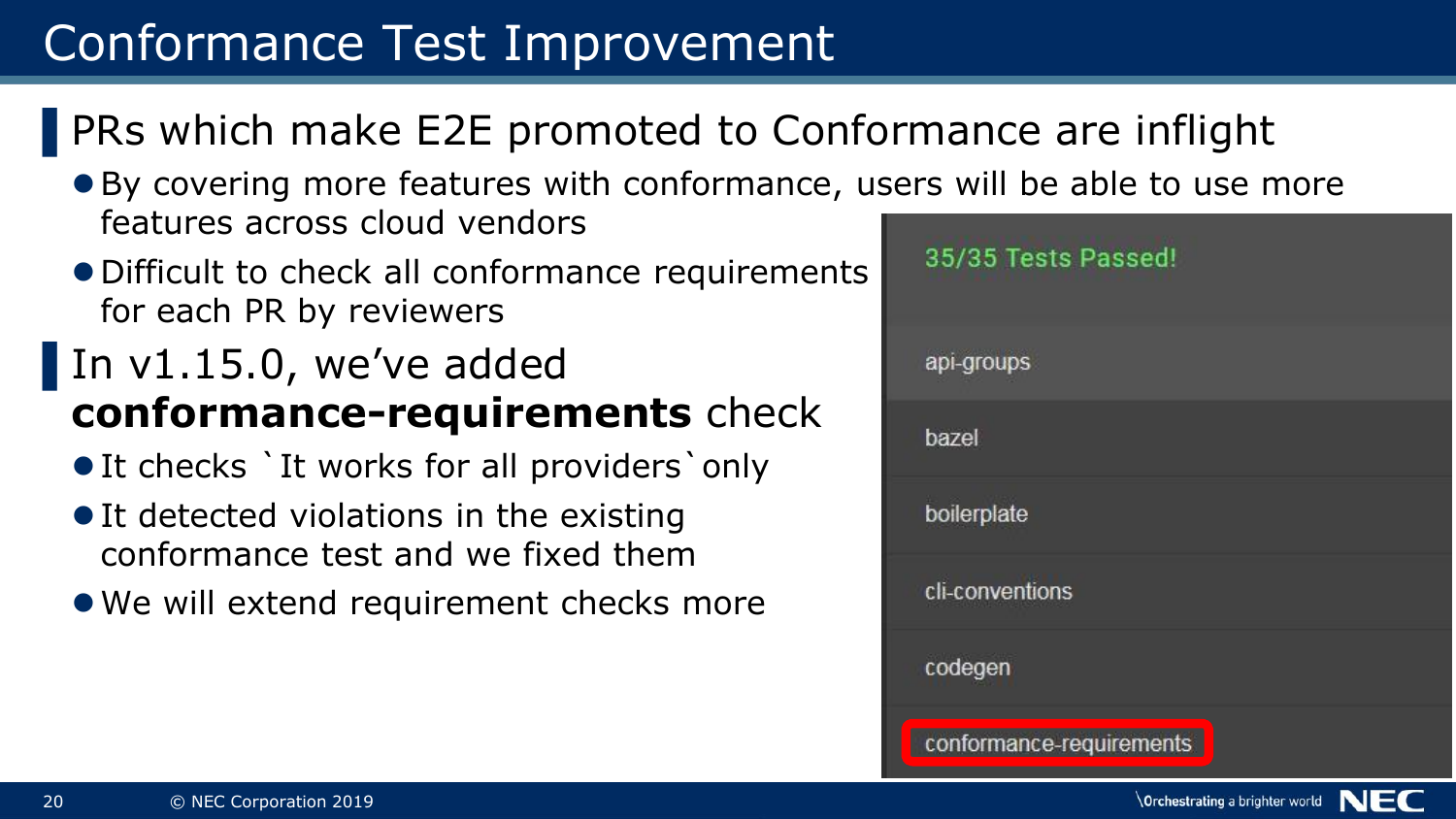# Conformance Test Improvement

## PRs which make E2E promoted to Conformance are inflight

- By covering more features with conformance, users will be able to use more features across cloud vendors
- Difficult to check all conformance requirements for each PR by reviewers

## In v1.15.0, we've added **conformance-requirements** check

- It checks `It works for all providers` only
- It detected violations in the existing conformance test and we fixed them
- We will extend requirement checks more

35/35 Tests Passed!

- api-groups
- bazel
- boilerplate
- cli-conventions
- codegen
- conformance-requirements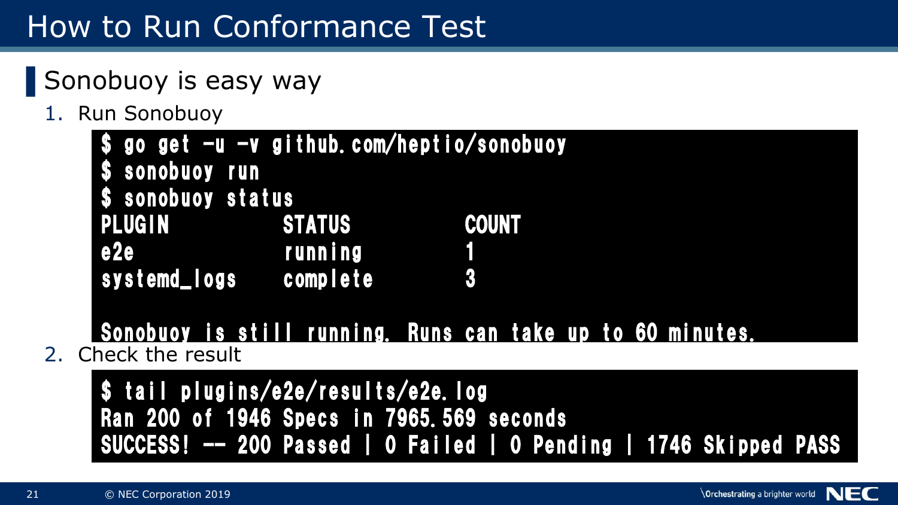# How to Run Conformance Test

## Sonobuoy is easy way

1. Run Sonobuoy

```
$ go get -u -v github.com/heptio/sonobuoy
$ sonobuoy run
$ sonobuoy status
PLUGIN          STATUS          COUNT
e2e             running         1
systemd_logs    complete        3

Sonobuoy is still running. Runs can take up to 60 minutes.
```

2. Check the result

```
$ tail plugins/e2e/results/e2e.log
Ran 200 of 1946 Specs in 7965.569 seconds
SUCCESS! -- 200 Passed | 0 Failed | 0 Pending | 1746 Skipped PASS
```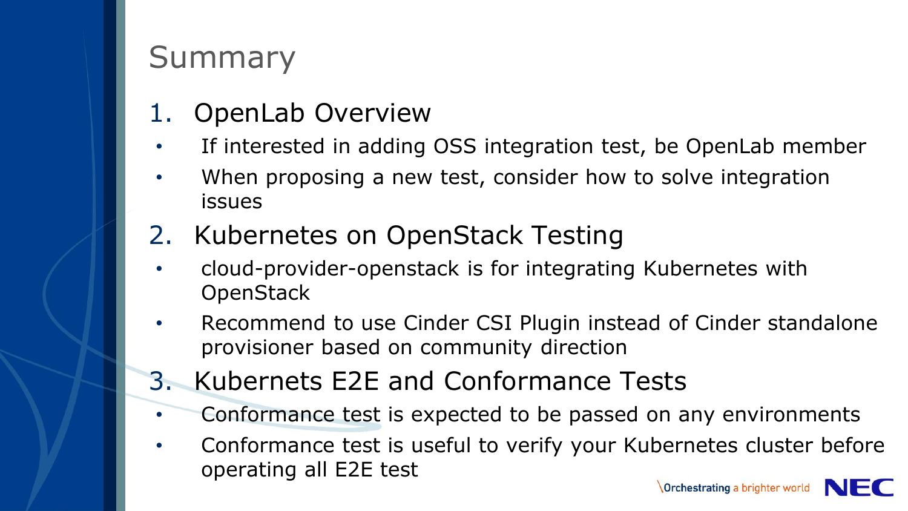# Summary

1. OpenLab Overview
   - If interested in adding OSS integration test, be OpenLab member
   - When proposing a new test, consider how to solve integration issues
2. Kubernetes on OpenStack Testing
   - cloud-provider-openstack is for integrating Kubernetes with OpenStack
   - Recommend to use Cinder CSI Plugin instead of Cinder standalone provisioner based on community direction
3. Kubernets E2E and Conformance Tests
   - Conformance test is expected to be passed on any environments
   - Conformance test is useful to verify your Kubernetes cluster before operating all E2E test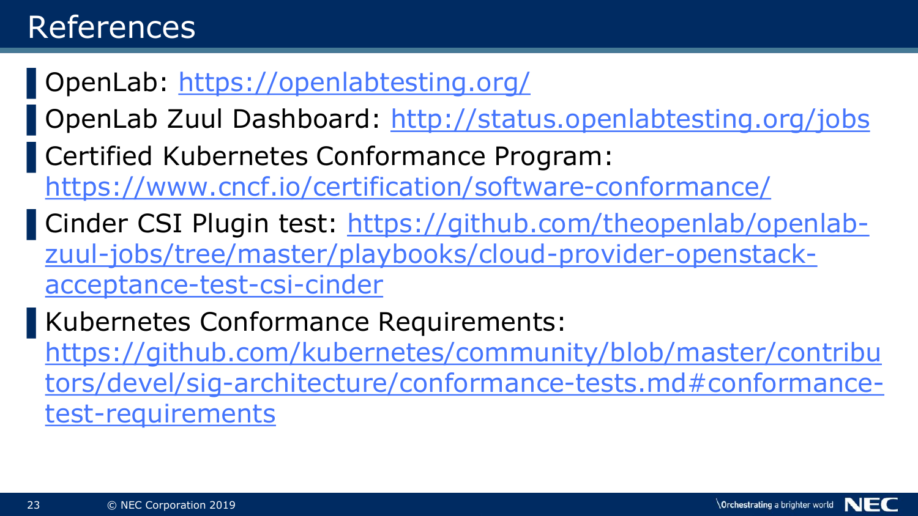# References

- OpenLab: https://openlabtesting.org/
- OpenLab Zuul Dashboard: http://status.openlabtesting.org/jobs
- Certified Kubernetes Conformance Program: https://www.cncf.io/certification/software-conformance/
- Cinder CSI Plugin test: https://github.com/theopenlab/openlab-zuul-jobs/tree/master/playbooks/cloud-provider-openstack-acceptance-test-csi-cinder
- Kubernetes Conformance Requirements: https://github.com/kubernetes/community/blob/master/contributors/devel/sig-architecture/conformance-tests.md#conformance-test-requirements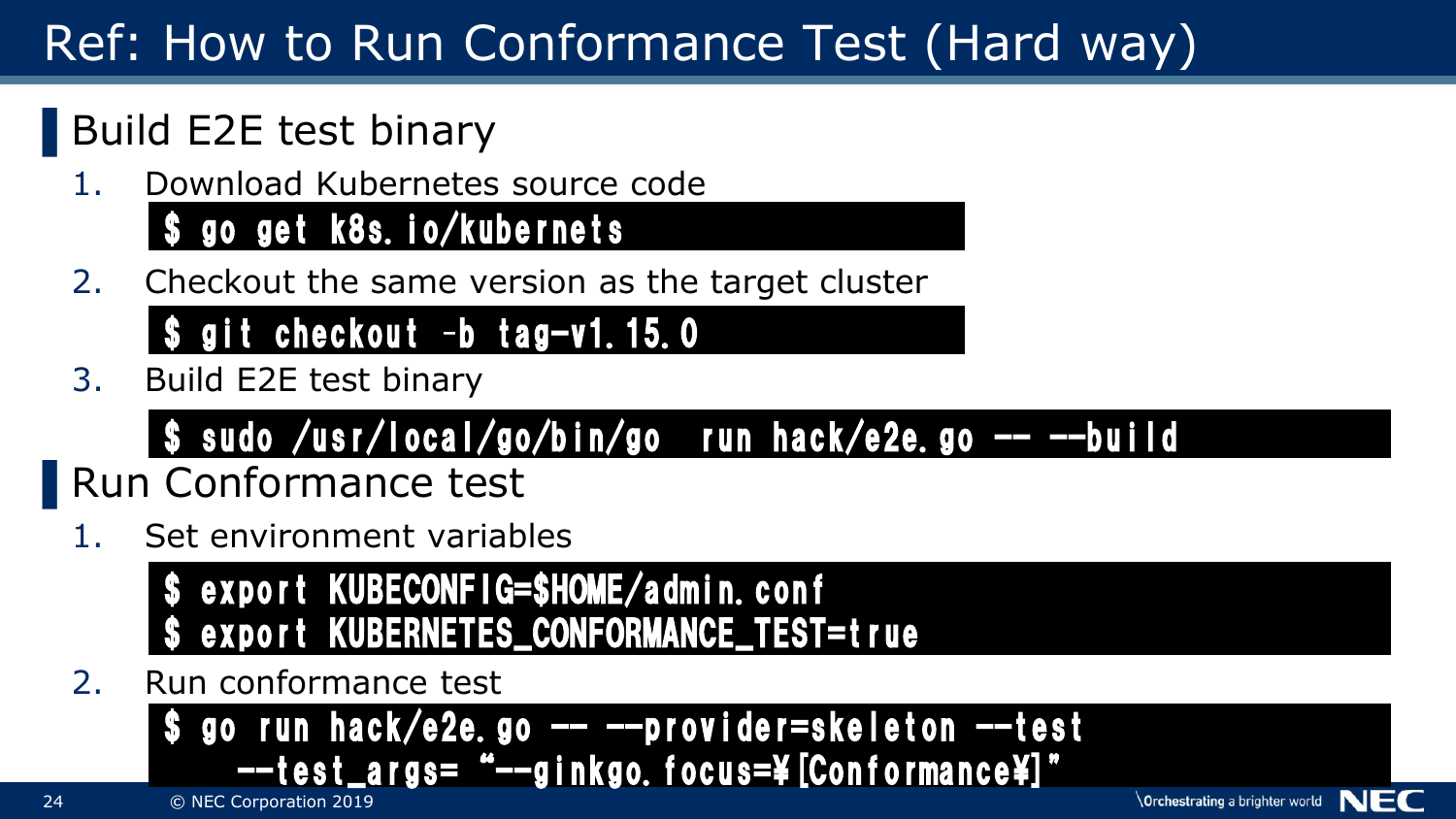# Ref: How to Run Conformance Test (Hard way)

## Build E2E test binary

1. Download Kubernetes source code

```
$ go get k8s.io/kubernets
```

2. Checkout the same version as the target cluster

```
$ git checkout –b tag-v1.15.0
```

3. Build E2E test binary

```
$ sudo /usr/local/go/bin/go  run hack/e2e.go -- --build
```

## Run Conformance test

1. Set environment variables

```
$ export KUBECONFIG=$HOME/admin.conf
$ export KUBERNETES_CONFORMANCE_TEST=true
```

2. Run conformance test

```
$ go run hack/e2e.go -- --provider=skeleton --test
    --test_args= "--ginkgo.focus=¥[Conformance¥]"
```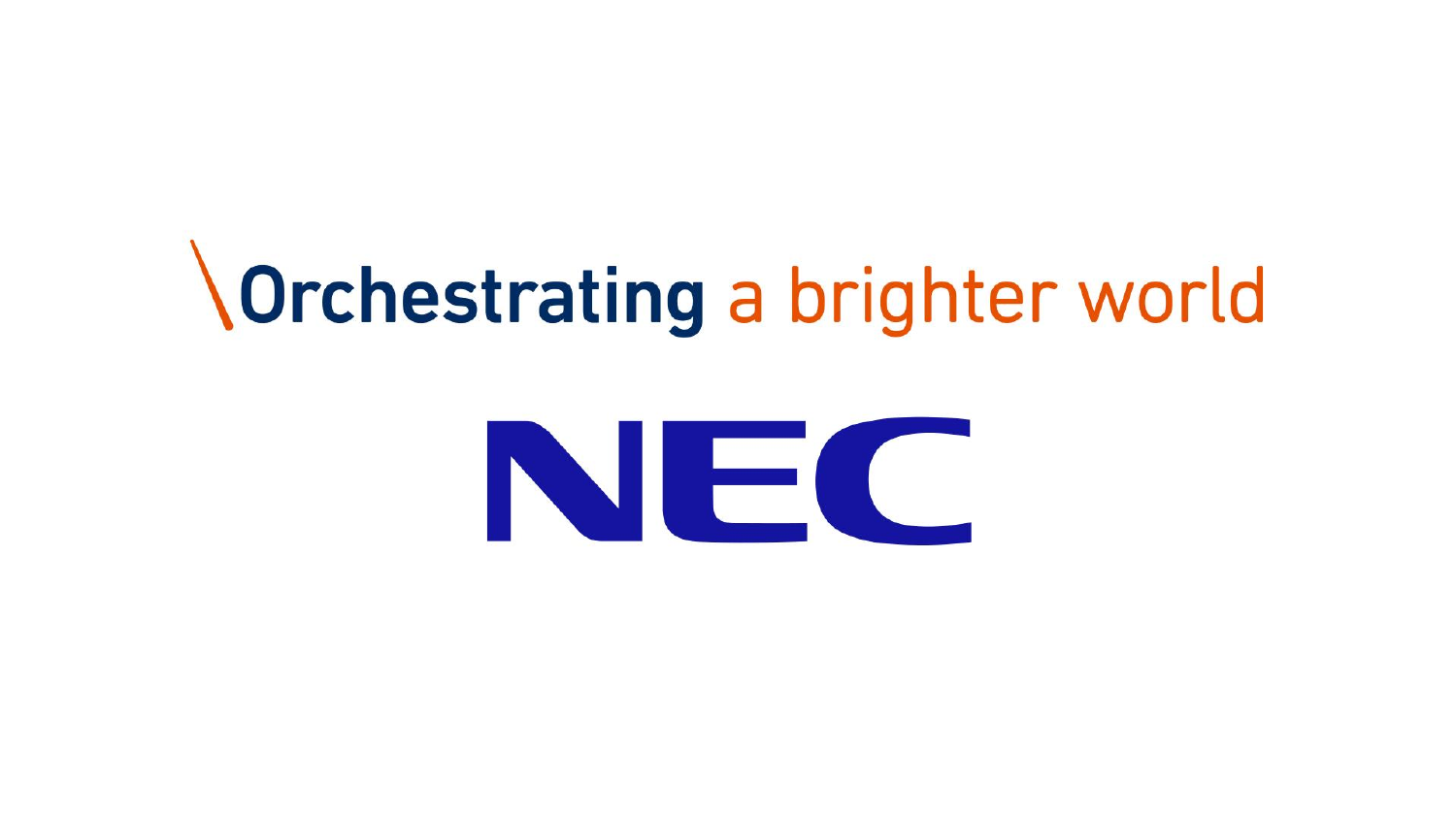\Orchestrating a brighter world

NEC